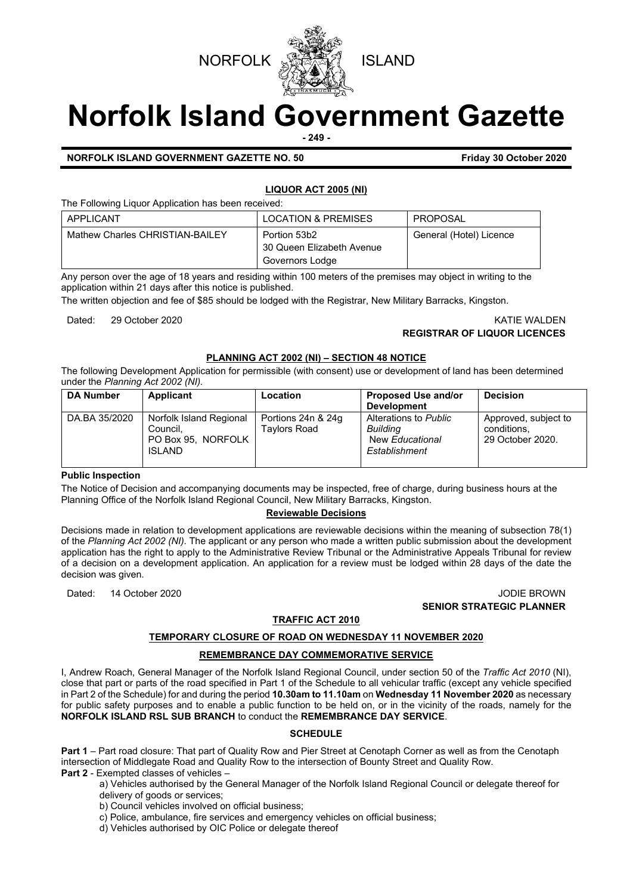NORFOLK ISLAND

# Norfolk Island Government Gazette

**NORFOLK ISLAND GOVERNMENT GAZETTE NO. 50** **Friday 30 October 2020**

## LIQUOR ACT 2005 (NI)

The Following Liquor Application has been received:

| APPLICANT | LOCATION & PREMISES | PROPOSAL |
|---|---|---|
| Mathew Charles CHRISTIAN-BAILEY | Portion 53b2<br>30 Queen Elizabeth Avenue<br>Governors Lodge | General (Hotel) Licence |

Any person over the age of 18 years and residing within 100 meters of the premises may object in writing to the application within 21 days after this notice is published.

The written objection and fee of $85 should be lodged with the Registrar, New Military Barracks, Kingston.

Dated: 29 October 2020

KATIE WALDEN
**REGISTRAR OF LIQUOR LICENCES**

## PLANNING ACT 2002 (NI) – SECTION 48 NOTICE

The following Development Application for permissible (with consent) use or development of land has been determined under the *Planning Act 2002 (NI).*

| DA Number | Applicant | Location | Proposed Use and/or Development | Decision |
|---|---|---|---|---|
| DA.BA 35/2020 | Norfolk Island Regional Council, PO Box 95, NORFOLK ISLAND | Portions 24n & 24g Taylors Road | Alterations to *Public Building* New *Educational Establishment* | Approved, subject to conditions, 29 October 2020. |

**Public Inspection**

The Notice of Decision and accompanying documents may be inspected, free of charge, during business hours at the Planning Office of the Norfolk Island Regional Council, New Military Barracks, Kingston.

**Reviewable Decisions**

Decisions made in relation to development applications are reviewable decisions within the meaning of subsection 78(1) of the *Planning Act 2002 (NI).* The applicant or any person who made a written public submission about the development application has the right to apply to the Administrative Review Tribunal or the Administrative Appeals Tribunal for review of a decision on a development application. An application for a review must be lodged within 28 days of the date the decision was given.

Dated: 14 October 2020

JODIE BROWN
**SENIOR STRATEGIC PLANNER**

## TRAFFIC ACT 2010

### TEMPORARY CLOSURE OF ROAD ON WEDNESDAY 11 NOVEMBER 2020

### REMEMBRANCE DAY COMMEMORATIVE SERVICE

I, Andrew Roach, General Manager of the Norfolk Island Regional Council, under section 50 of the *Traffic Act 2010* (NI), close that part or parts of the road specified in Part 1 of the Schedule to all vehicular traffic (except any vehicle specified in Part 2 of the Schedule) for and during the period **10.30am to 11.10am** on **Wednesday 11 November 2020** as necessary for public safety purposes and to enable a public function to be held on, or in the vicinity of the roads, namely for the **NORFOLK ISLAND RSL SUB BRANCH** to conduct the **REMEMBRANCE DAY SERVICE**.

**SCHEDULE**

**Part 1** – Part road closure: That part of Quality Row and Pier Street at Cenotaph Corner as well as from the Cenotaph intersection of Middlegate Road and Quality Row to the intersection of Bounty Street and Quality Row.

**Part 2** - Exempted classes of vehicles –

a) Vehicles authorised by the General Manager of the Norfolk Island Regional Council or delegate thereof for delivery of goods or services;

b) Council vehicles involved on official business;

c) Police, ambulance, fire services and emergency vehicles on official business;

d) Vehicles authorised by OIC Police or delegate thereof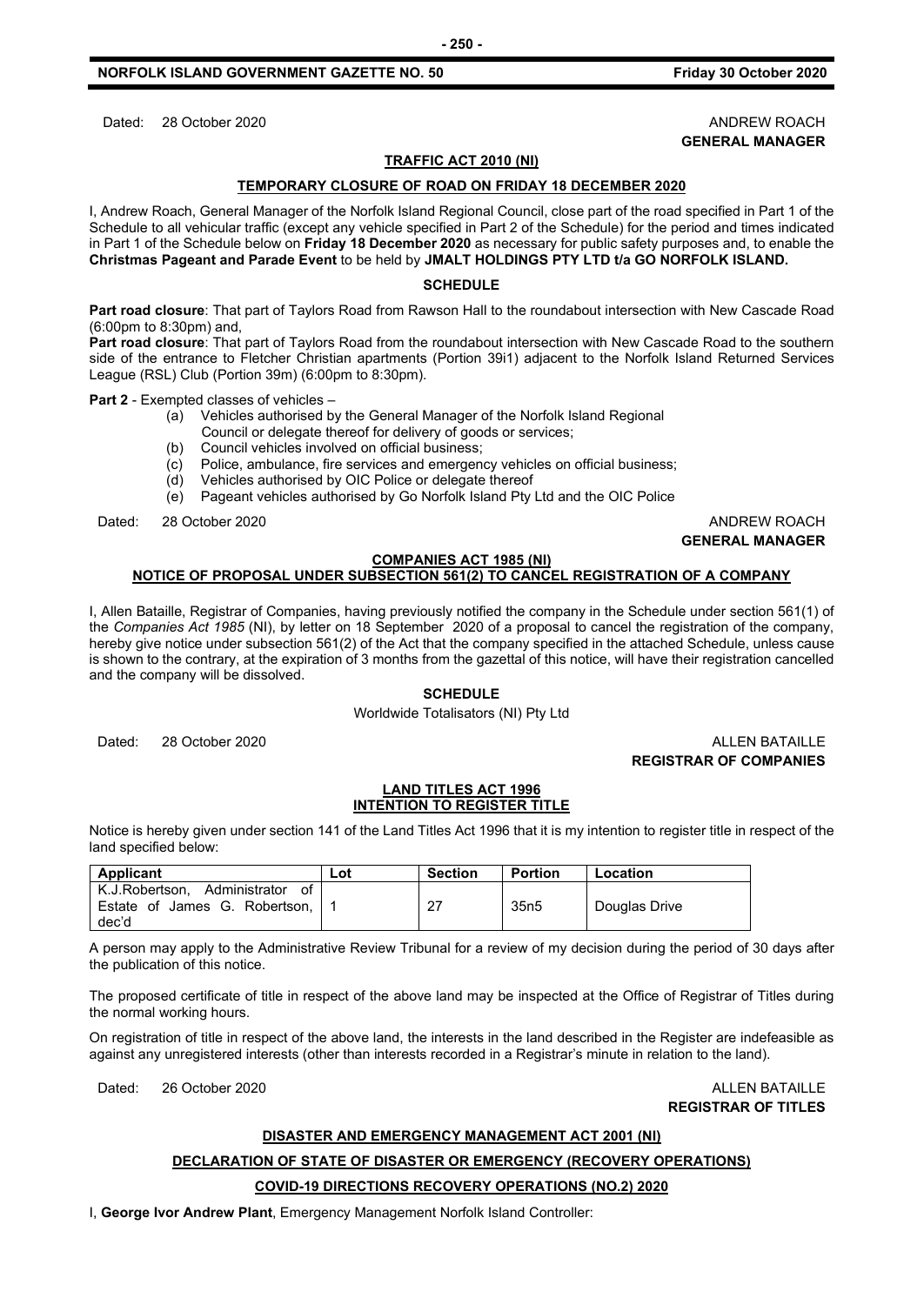Dated: 28 October 2020 ANDREW ROACH
**GENERAL MANAGER**

## TRAFFIC ACT 2010 (NI)

### TEMPORARY CLOSURE OF ROAD ON FRIDAY 18 DECEMBER 2020

I, Andrew Roach, General Manager of the Norfolk Island Regional Council, close part of the road specified in Part 1 of the Schedule to all vehicular traffic (except any vehicle specified in Part 2 of the Schedule) for the period and times indicated in Part 1 of the Schedule below on **Friday 18 December 2020** as necessary for public safety purposes and, to enable the **Christmas Pageant and Parade Event** to be held by **JMALT HOLDINGS PTY LTD t/a GO NORFOLK ISLAND.**

### SCHEDULE

**Part road closure**: That part of Taylors Road from Rawson Hall to the roundabout intersection with New Cascade Road (6:00pm to 8:30pm) and,

**Part road closure**: That part of Taylors Road from the roundabout intersection with New Cascade Road to the southern side of the entrance to Fletcher Christian apartments (Portion 39i1) adjacent to the Norfolk Island Returned Services League (RSL) Club (Portion 39m) (6:00pm to 8:30pm).

**Part 2** - Exempted classes of vehicles –

- (a) Vehicles authorised by the General Manager of the Norfolk Island Regional Council or delegate thereof for delivery of goods or services;
- (b) Council vehicles involved on official business;
- (c) Police, ambulance, fire services and emergency vehicles on official business;
- (d) Vehicles authorised by OIC Police or delegate thereof
- (e) Pageant vehicles authorised by Go Norfolk Island Pty Ltd and the OIC Police

Dated: 28 October 2020 ANDREW ROACH
**GENERAL MANAGER**

## COMPANIES ACT 1985 (NI)

### NOTICE OF PROPOSAL UNDER SUBSECTION 561(2) TO CANCEL REGISTRATION OF A COMPANY

I, Allen Bataille, Registrar of Companies, having previously notified the company in the Schedule under section 561(1) of the *Companies Act 1985* (NI), by letter on 18 September 2020 of a proposal to cancel the registration of the company, hereby give notice under subsection 561(2) of the Act that the company specified in the attached Schedule, unless cause is shown to the contrary, at the expiration of 3 months from the gazettal of this notice, will have their registration cancelled and the company will be dissolved.

### SCHEDULE

Worldwide Totalisators (NI) Pty Ltd

Dated: 28 October 2020 ALLEN BATAILLE
**REGISTRAR OF COMPANIES**

## LAND TITLES ACT 1996

### INTENTION TO REGISTER TITLE

Notice is hereby given under section 141 of the Land Titles Act 1996 that it is my intention to register title in respect of the land specified below:

| Applicant | Lot | Section | Portion | Location |
|---|---|---|---|---|
| K.J.Robertson, Administrator of Estate of James G. Robertson, dec'd | 1 | 27 | 35n5 | Douglas Drive |

A person may apply to the Administrative Review Tribunal for a review of my decision during the period of 30 days after the publication of this notice.

The proposed certificate of title in respect of the above land may be inspected at the Office of Registrar of Titles during the normal working hours.

On registration of title in respect of the above land, the interests in the land described in the Register are indefeasible as against any unregistered interests (other than interests recorded in a Registrar's minute in relation to the land).

Dated: 26 October 2020 ALLEN BATAILLE
**REGISTRAR OF TITLES**

## DISASTER AND EMERGENCY MANAGEMENT ACT 2001 (NI)

### DECLARATION OF STATE OF DISASTER OR EMERGENCY (RECOVERY OPERATIONS)

### COVID-19 DIRECTIONS RECOVERY OPERATIONS (NO.2) 2020

I, **George Ivor Andrew Plant**, Emergency Management Norfolk Island Controller: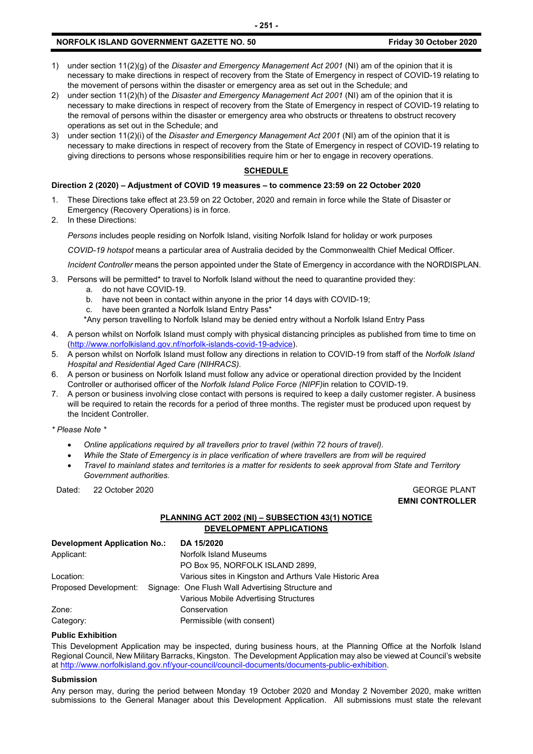1) under section 11(2)(g) of the *Disaster and Emergency Management Act 2001* (NI) am of the opinion that it is necessary to make directions in respect of recovery from the State of Emergency in respect of COVID-19 relating to the movement of persons within the disaster or emergency area as set out in the Schedule; and
2) under section 11(2)(h) of the *Disaster and Emergency Management Act 2001* (NI) am of the opinion that it is necessary to make directions in respect of recovery from the State of Emergency in respect of COVID-19 relating to the removal of persons within the disaster or emergency area who obstructs or threatens to obstruct recovery operations as set out in the Schedule; and
3) under section 11(2)(i) of the *Disaster and Emergency Management Act 2001* (NI) am of the opinion that it is necessary to make directions in respect of recovery from the State of Emergency in respect of COVID-19 relating to giving directions to persons whose responsibilities require him or her to engage in recovery operations.

## SCHEDULE

**Direction 2 (2020) – Adjustment of COVID 19 measures – to commence 23:59 on 22 October 2020**

1. These Directions take effect at 23.59 on 22 October, 2020 and remain in force while the State of Disaster or Emergency (Recovery Operations) is in force.
2. In these Directions:

   *Persons* includes people residing on Norfolk Island, visiting Norfolk Island for holiday or work purposes

   *COVID-19 hotspot* means a particular area of Australia decided by the Commonwealth Chief Medical Officer.

   *Incident Controller* means the person appointed under the State of Emergency in accordance with the NORDISPLAN.

3. Persons will be permitted* to travel to Norfolk Island without the need to quarantine provided they:
   a. do not have COVID-19.
   b. have not been in contact within anyone in the prior 14 days with COVID-19;
   c. have been granted a Norfolk Island Entry Pass*

   *Any person travelling to Norfolk Island may be denied entry without a Norfolk Island Entry Pass

4. A person whilst on Norfolk Island must comply with physical distancing principles as published from time to time on (http://www.norfolkisland.gov.nf/norfolk-islands-covid-19-advice).
5. A person whilst on Norfolk Island must follow any directions in relation to COVID-19 from staff of the *Norfolk Island Hospital and Residential Aged Care (NIHRACS).*
6. A person or business on Norfolk Island must follow any advice or operational direction provided by the Incident Controller or authorised officer of the *Norfolk Island Police Force (NIPF)*in relation to COVID-19.
7. A person or business involving close contact with persons is required to keep a daily customer register. A business will be required to retain the records for a period of three months. The register must be produced upon request by the Incident Controller.

*\* Please Note \**

- *Online applications required by all travellers prior to travel (within 72 hours of travel).*
- *While the State of Emergency is in place verification of where travellers are from will be required*
- *Travel to mainland states and territories is a matter for residents to seek approval from State and Territory Government authorities.*

Dated: 22 October 2020

GEORGE PLANT
**EMNI CONTROLLER**

## PLANNING ACT 2002 (NI) – SUBSECTION 43(1) NOTICE
## DEVELOPMENT APPLICATIONS

| **Development Application No.:** | **DA 15/2020** |
|---|---|
| Applicant: | Norfolk Island Museums<br>PO Box 95, NORFOLK ISLAND 2899, |
| Location: | Various sites in Kingston and Arthurs Vale Historic Area |
| Proposed Development: | Signage: One Flush Wall Advertising Structure and Various Mobile Advertising Structures |
| Zone: | Conservation |
| Category: | Permissible (with consent) |

**Public Exhibition**

This Development Application may be inspected, during business hours, at the Planning Office at the Norfolk Island Regional Council, New Military Barracks, Kingston. The Development Application may also be viewed at Council's website at http://www.norfolkisland.gov.nf/your-council/council-documents/documents-public-exhibition.

**Submission**

Any person may, during the period between Monday 19 October 2020 and Monday 2 November 2020, make written submissions to the General Manager about this Development Application. All submissions must state the relevant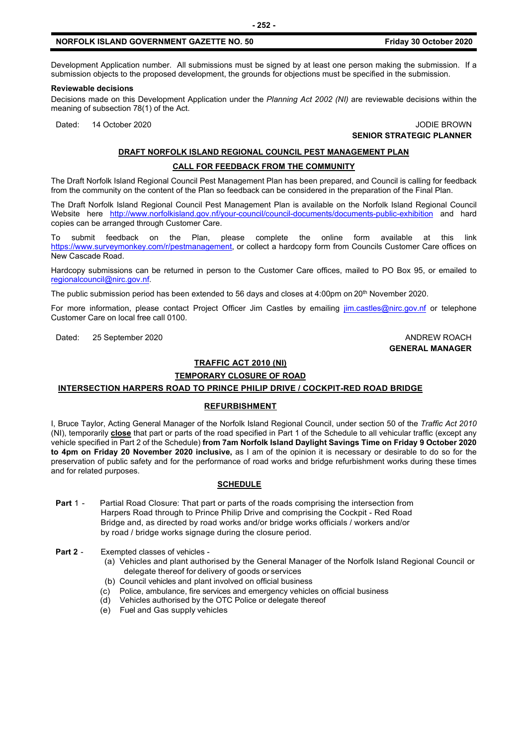Development Application number. All submissions must be signed by at least one person making the submission. If a submission objects to the proposed development, the grounds for objections must be specified in the submission.

**Reviewable decisions**

Decisions made on this Development Application under the *Planning Act 2002 (NI)* are reviewable decisions within the meaning of subsection 78(1) of the Act.

Dated: 14 October 2020

JODIE BROWN
**SENIOR STRATEGIC PLANNER**

## DRAFT NORFOLK ISLAND REGIONAL COUNCIL PEST MANAGEMENT PLAN

### CALL FOR FEEDBACK FROM THE COMMUNITY

The Draft Norfolk Island Regional Council Pest Management Plan has been prepared, and Council is calling for feedback from the community on the content of the Plan so feedback can be considered in the preparation of the Final Plan.

The Draft Norfolk Island Regional Council Pest Management Plan is available on the Norfolk Island Regional Council Website here http://www.norfolkisland.gov.nf/your-council/council-documents/documents-public-exhibition and hard copies can be arranged through Customer Care.

To submit feedback on the Plan, please complete the online form available at this link https://www.surveymonkey.com/r/pestmanagement, or collect a hardcopy form from Councils Customer Care offices on New Cascade Road.

Hardcopy submissions can be returned in person to the Customer Care offices, mailed to PO Box 95, or emailed to regionalcouncil@nirc.gov.nf.

The public submission period has been extended to 56 days and closes at 4:00pm on 20th November 2020.

For more information, please contact Project Officer Jim Castles by emailing jim.castles@nirc.gov.nf or telephone Customer Care on local free call 0100.

Dated: 25 September 2020

ANDREW ROACH
**GENERAL MANAGER**

## TRAFFIC ACT 2010 (NI)

### TEMPORARY CLOSURE OF ROAD

### INTERSECTION HARPERS ROAD TO PRINCE PHILIP DRIVE / COCKPIT-RED ROAD BRIDGE

### REFURBISHMENT

I, Bruce Taylor, Acting General Manager of the Norfolk Island Regional Council, under section 50 of the *Traffic Act 2010* (NI), temporarily **close** that part or parts of the road specified in Part 1 of the Schedule to all vehicular traffic (except any vehicle specified in Part 2 of the Schedule) **from 7am Norfolk Island Daylight Savings Time on Friday 9 October 2020 to 4pm on Friday 20 November 2020 inclusive,** as I am of the opinion it is necessary or desirable to do so for the preservation of public safety and for the performance of road works and bridge refurbishment works during these times and for related purposes.

### SCHEDULE

**Part** 1 - Partial Road Closure: That part or parts of the roads comprising the intersection from Harpers Road through to Prince Philip Drive and comprising the Cockpit - Red Road Bridge and, as directed by road works and/or bridge works officials / workers and/or by road / bridge works signage during the closure period.

**Part 2** - Exempted classes of vehicles -

- (a) Vehicles and plant authorised by the General Manager of the Norfolk Island Regional Council or delegate thereof for delivery of goods or services
- (b) Council vehicles and plant involved on official business
- (c) Police, ambulance, fire services and emergency vehicles on official business
- (d) Vehicles authorised by the OTC Police or delegate thereof
- (e) Fuel and Gas supply vehicles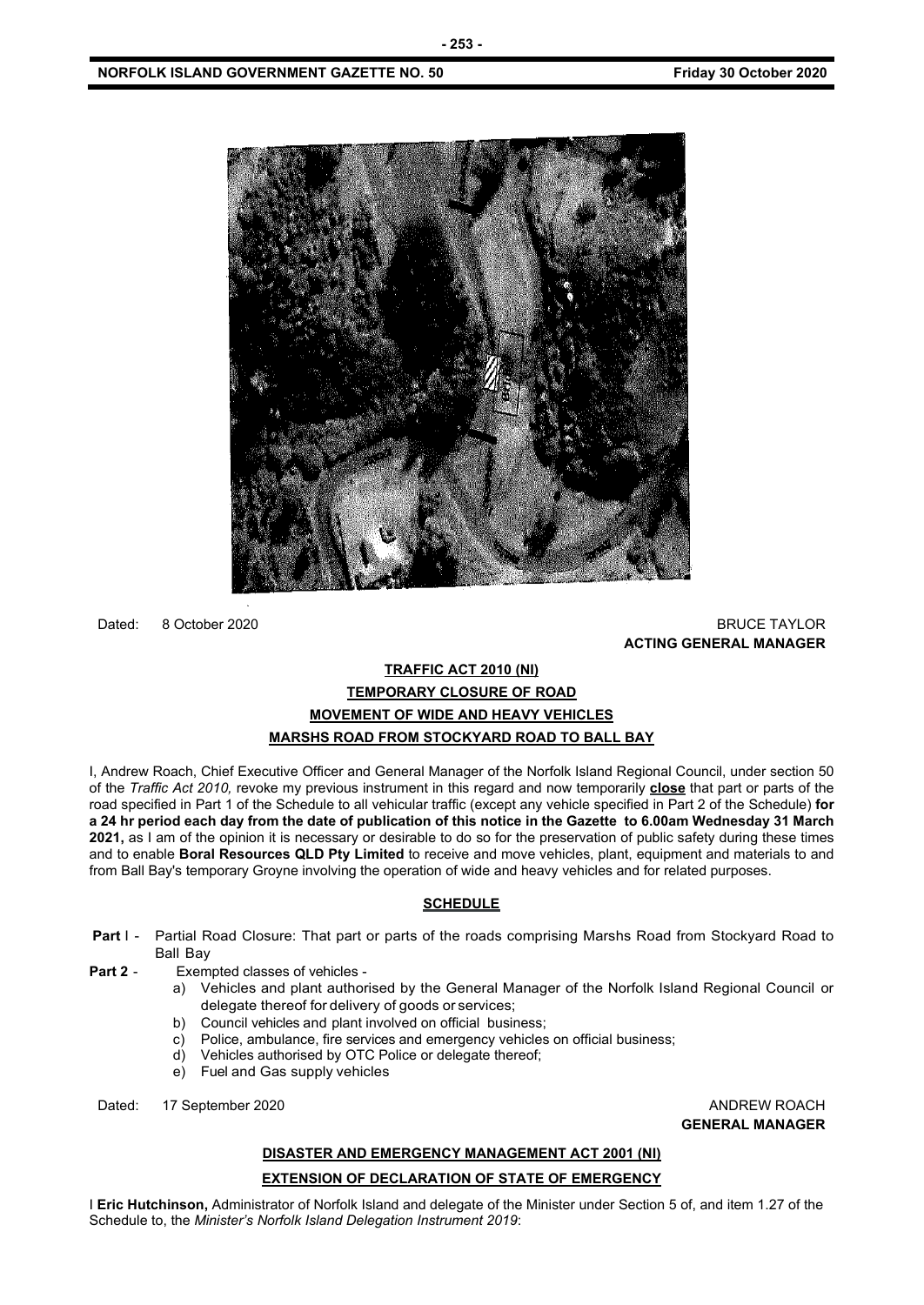Dated: 8 October 2020

BRUCE TAYLOR
**ACTING GENERAL MANAGER**

## TRAFFIC ACT 2010 (NI)
## TEMPORARY CLOSURE OF ROAD
## MOVEMENT OF WIDE AND HEAVY VEHICLES
## MARSHS ROAD FROM STOCKYARD ROAD TO BALL BAY

I, Andrew Roach, Chief Executive Officer and General Manager of the Norfolk Island Regional Council, under section 50 of the *Traffic Act 2010,* revoke my previous instrument in this regard and now temporarily **close** that part or parts of the road specified in Part 1 of the Schedule to all vehicular traffic (except any vehicle specified in Part 2 of the Schedule) **for a 24 hr period each day from the date of publication of this notice in the Gazette to 6.00am Wednesday 31 March 2021,** as I am of the opinion it is necessary or desirable to do so for the preservation of public safety during these times and to enable **Boral Resources QLD Pty Limited** to receive and move vehicles, plant, equipment and materials to and from Ball Bay's temporary Groyne involving the operation of wide and heavy vehicles and for related purposes.

**SCHEDULE**

**Part** I - Partial Road Closure: That part or parts of the roads comprising Marshs Road from Stockyard Road to Ball Bay

**Part 2** - Exempted classes of vehicles -

a) Vehicles and plant authorised by the General Manager of the Norfolk Island Regional Council or delegate thereof for delivery of goods or services;
b) Council vehicles and plant involved on official business;
c) Police, ambulance, fire services and emergency vehicles on official business;
d) Vehicles authorised by OTC Police or delegate thereof;
e) Fuel and Gas supply vehicles

Dated: 17 September 2020

ANDREW ROACH
**GENERAL MANAGER**

## DISASTER AND EMERGENCY MANAGEMENT ACT 2001 (NI)
## EXTENSION OF DECLARATION OF STATE OF EMERGENCY

I **Eric Hutchinson,** Administrator of Norfolk Island and delegate of the Minister under Section 5 of, and item 1.27 of the Schedule to, the *Minister's Norfolk Island Delegation Instrument 2019*: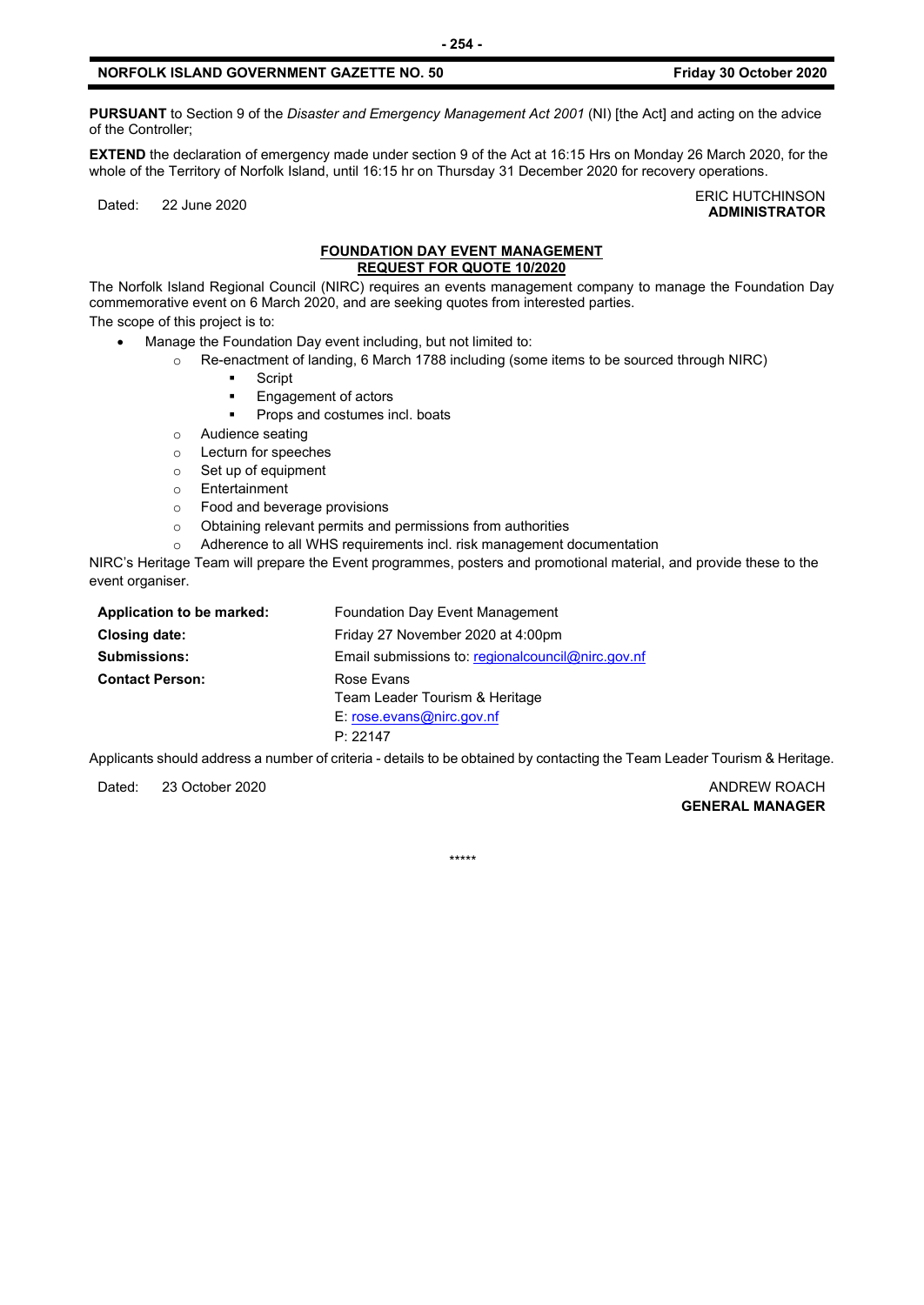**PURSUANT** to Section 9 of the *Disaster and Emergency Management Act 2001* (NI) [the Act] and acting on the advice of the Controller;

**EXTEND** the declaration of emergency made under section 9 of the Act at 16:15 Hrs on Monday 26 March 2020, for the whole of the Territory of Norfolk Island, until 16:15 hr on Thursday 31 December 2020 for recovery operations.

Dated: 22 June 2020

ERIC HUTCHINSON
**ADMINISTRATOR**

**FOUNDATION DAY EVENT MANAGEMENT**
**REQUEST FOR QUOTE 10/2020**

The Norfolk Island Regional Council (NIRC) requires an events management company to manage the Foundation Day commemorative event on 6 March 2020, and are seeking quotes from interested parties.

The scope of this project is to:

- Manage the Foundation Day event including, but not limited to:
  - Re-enactment of landing, 6 March 1788 including (some items to be sourced through NIRC)
    - Script
    - Engagement of actors
    - Props and costumes incl. boats
  - Audience seating
  - Lecturn for speeches
  - Set up of equipment
  - Entertainment
  - Food and beverage provisions
  - Obtaining relevant permits and permissions from authorities
  - Adherence to all WHS requirements incl. risk management documentation

NIRC's Heritage Team will prepare the Event programmes, posters and promotional material, and provide these to the event organiser.

| | |
|---|---|
| **Application to be marked:** | Foundation Day Event Management |
| **Closing date:** | Friday 27 November 2020 at 4:00pm |
| **Submissions:** | Email submissions to: regionalcouncil@nirc.gov.nf |
| **Contact Person:** | Rose Evans<br>Team Leader Tourism & Heritage<br>E: rose.evans@nirc.gov.nf<br>P: 22147 |

Applicants should address a number of criteria - details to be obtained by contacting the Team Leader Tourism & Heritage.

Dated: 23 October 2020

ANDREW ROACH
**GENERAL MANAGER**

*****